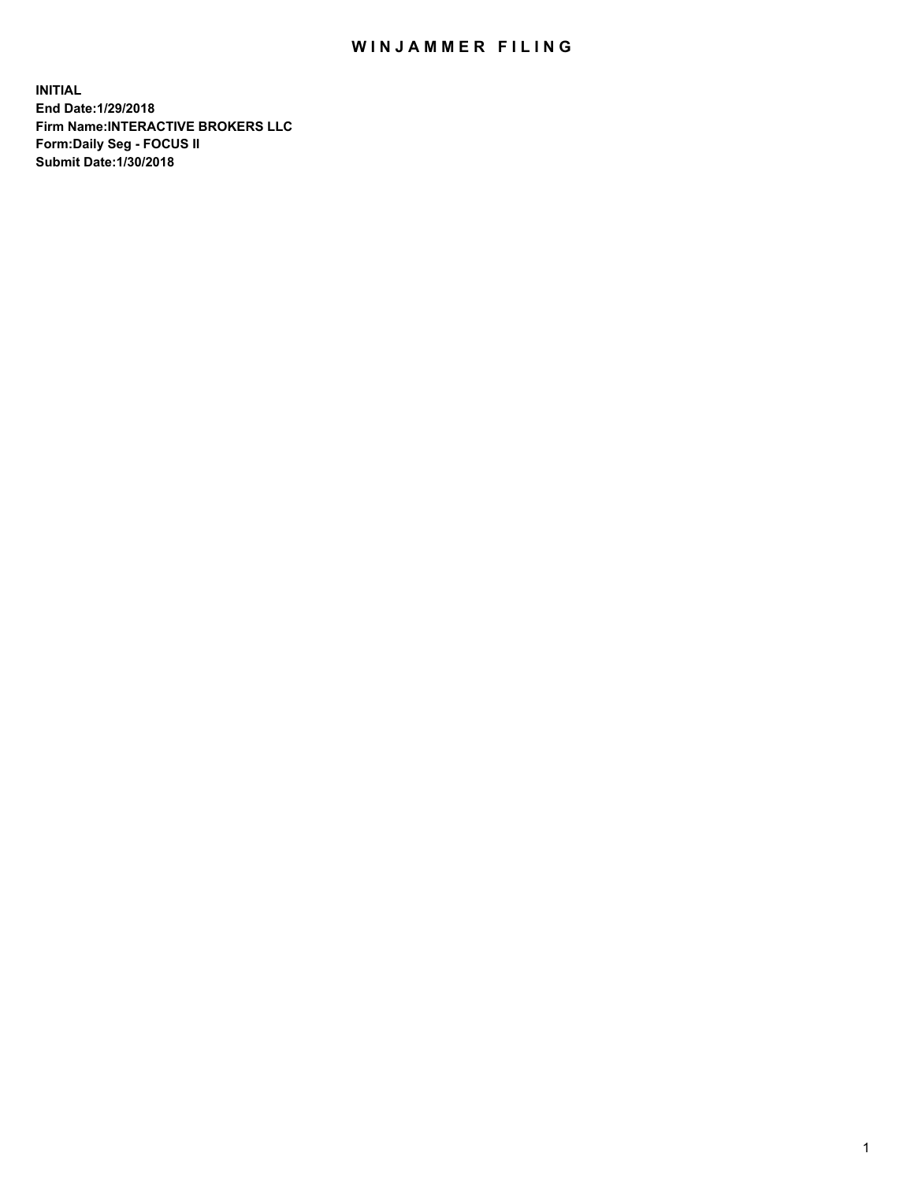# WINJAMMER FILING

**INITIAL**
**End Date:1/29/2018**
**Firm Name:INTERACTIVE BROKERS LLC**
**Form:Daily Seg - FOCUS II**
**Submit Date:1/30/2018**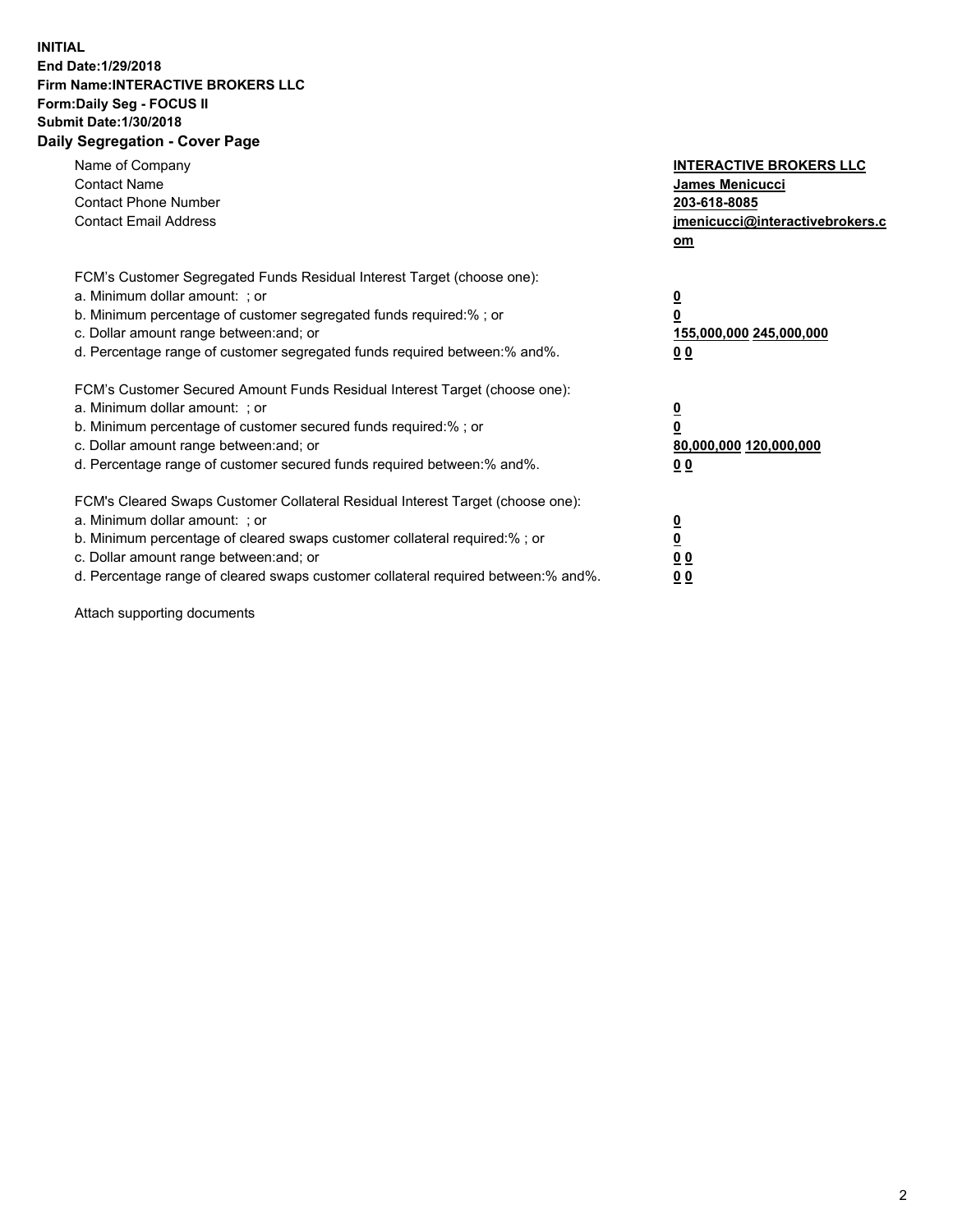**INITIAL**
**End Date:1/29/2018**
**Firm Name:INTERACTIVE BROKERS LLC**
**Form:Daily Seg - FOCUS II**
**Submit Date:1/30/2018**
**Daily Segregation - Cover Page**

| | |
|---|---|
| Name of Company | **INTERACTIVE BROKERS LLC** |
| Contact Name | **James Menicucci** |
| Contact Phone Number | **203-618-8085** |
| Contact Email Address | **jmenicucci@interactivebrokers.com** |

FCM's Customer Segregated Funds Residual Interest Target (choose one):

| | |
|---|---|
| a. Minimum dollar amount: ; or | **0** |
| b. Minimum percentage of customer segregated funds required:% ; or | **0** |
| c. Dollar amount range between:and; or | **155,000,000 245,000,000** |
| d. Percentage range of customer segregated funds required between:% and%. | **0 0** |

FCM's Customer Secured Amount Funds Residual Interest Target (choose one):

| | |
|---|---|
| a. Minimum dollar amount: ; or | **0** |
| b. Minimum percentage of customer secured funds required:% ; or | **0** |
| c. Dollar amount range between:and; or | **80,000,000 120,000,000** |
| d. Percentage range of customer secured funds required between:% and%. | **0 0** |

FCM's Cleared Swaps Customer Collateral Residual Interest Target (choose one):

| | |
|---|---|
| a. Minimum dollar amount: ; or | **0** |
| b. Minimum percentage of cleared swaps customer collateral required:% ; or | **0** |
| c. Dollar amount range between:and; or | **0 0** |
| d. Percentage range of cleared swaps customer collateral required between:% and%. | **0 0** |

Attach supporting documents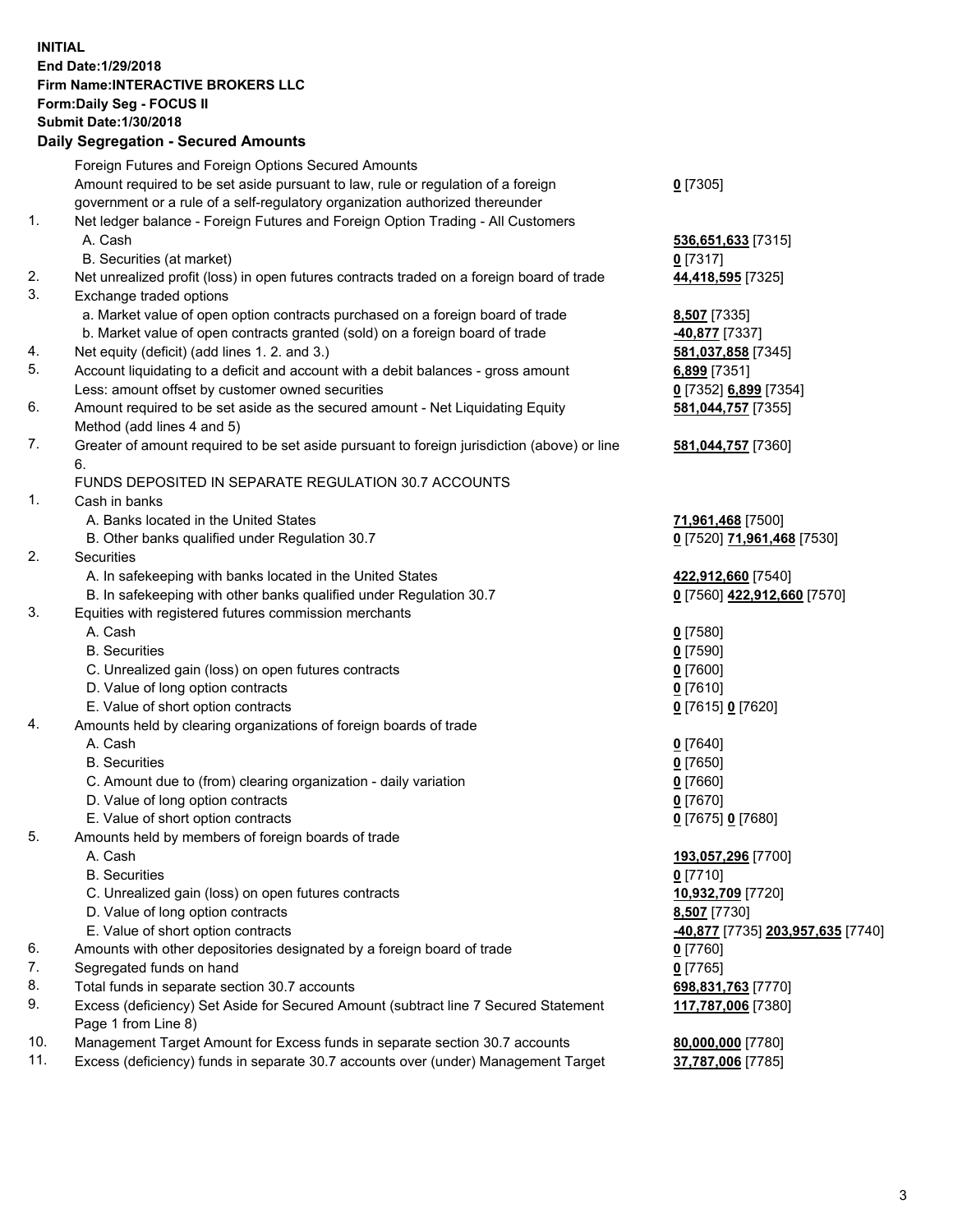**INITIAL**
**End Date:1/29/2018**
**Firm Name:INTERACTIVE BROKERS LLC**
**Form:Daily Seg - FOCUS II**
**Submit Date:1/30/2018**

## Daily Segregation - Secured Amounts

| | | |
|---|---|---|
| | Foreign Futures and Foreign Options Secured Amounts | |
| | Amount required to be set aside pursuant to law, rule or regulation of a foreign government or a rule of a self-regulatory organization authorized thereunder | **0** [7305] |
| 1. | Net ledger balance - Foreign Futures and Foreign Option Trading - All Customers | |
| | A. Cash | **536,651,633** [7315] |
| | B. Securities (at market) | **0** [7317] |
| 2. | Net unrealized profit (loss) in open futures contracts traded on a foreign board of trade | **44,418,595** [7325] |
| 3. | Exchange traded options | |
| | a. Market value of open option contracts purchased on a foreign board of trade | **8,507** [7335] |
| | b. Market value of open contracts granted (sold) on a foreign board of trade | **-40,877** [7337] |
| 4. | Net equity (deficit) (add lines 1. 2. and 3.) | **581,037,858** [7345] |
| 5. | Account liquidating to a deficit and account with a debit balances - gross amount | **6,899** [7351] |
| | Less: amount offset by customer owned securities | **0** [7352] **6,899** [7354] |
| 6. | Amount required to be set aside as the secured amount - Net Liquidating Equity Method (add lines 4 and 5) | **581,044,757** [7355] |
| 7. | Greater of amount required to be set aside pursuant to foreign jurisdiction (above) or line 6. | **581,044,757** [7360] |
| | FUNDS DEPOSITED IN SEPARATE REGULATION 30.7 ACCOUNTS | |
| 1. | Cash in banks | |
| | A. Banks located in the United States | **71,961,468** [7500] |
| | B. Other banks qualified under Regulation 30.7 | **0** [7520] **71,961,468** [7530] |
| 2. | Securities | |
| | A. In safekeeping with banks located in the United States | **422,912,660** [7540] |
| | B. In safekeeping with other banks qualified under Regulation 30.7 | **0** [7560] **422,912,660** [7570] |
| 3. | Equities with registered futures commission merchants | |
| | A. Cash | **0** [7580] |
| | B. Securities | **0** [7590] |
| | C. Unrealized gain (loss) on open futures contracts | **0** [7600] |
| | D. Value of long option contracts | **0** [7610] |
| | E. Value of short option contracts | **0** [7615] **0** [7620] |
| 4. | Amounts held by clearing organizations of foreign boards of trade | |
| | A. Cash | **0** [7640] |
| | B. Securities | **0** [7650] |
| | C. Amount due to (from) clearing organization - daily variation | **0** [7660] |
| | D. Value of long option contracts | **0** [7670] |
| | E. Value of short option contracts | **0** [7675] **0** [7680] |
| 5. | Amounts held by members of foreign boards of trade | |
| | A. Cash | **193,057,296** [7700] |
| | B. Securities | **0** [7710] |
| | C. Unrealized gain (loss) on open futures contracts | **10,932,709** [7720] |
| | D. Value of long option contracts | **8,507** [7730] |
| | E. Value of short option contracts | **-40,877** [7735] **203,957,635** [7740] |
| 6. | Amounts with other depositories designated by a foreign board of trade | **0** [7760] |
| 7. | Segregated funds on hand | **0** [7765] |
| 8. | Total funds in separate section 30.7 accounts | **698,831,763** [7770] |
| 9. | Excess (deficiency) Set Aside for Secured Amount (subtract line 7 Secured Statement Page 1 from Line 8) | **117,787,006** [7380] |
| 10. | Management Target Amount for Excess funds in separate section 30.7 accounts | **80,000,000** [7780] |
| 11. | Excess (deficiency) funds in separate 30.7 accounts over (under) Management Target | **37,787,006** [7785] |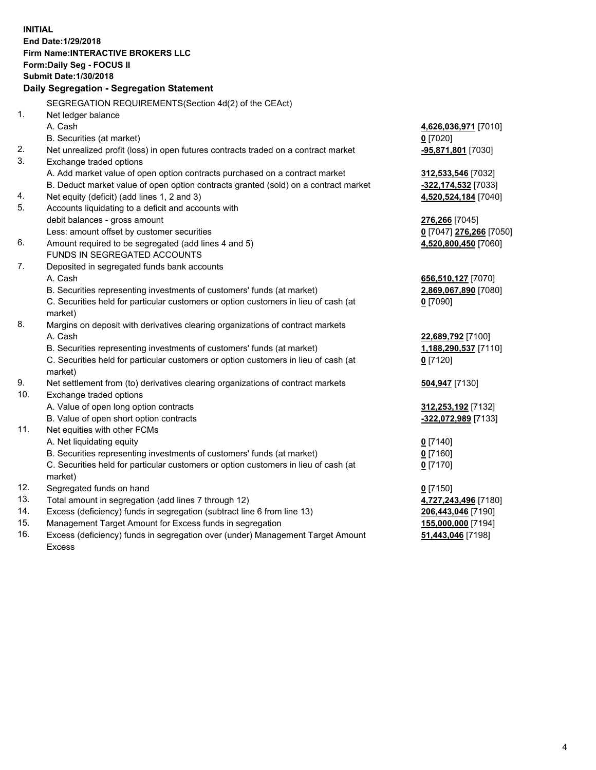**INITIAL**
**End Date:1/29/2018**
**Firm Name:INTERACTIVE BROKERS LLC**
**Form:Daily Seg - FOCUS II**
**Submit Date:1/30/2018**

## Daily Segregation - Segregation Statement

SEGREGATION REQUIREMENTS(Section 4d(2) of the CEAct)

| | | |
|---|---|---|
| 1. | Net ledger balance | |
| | A. Cash | **4,626,036,971** [7010] |
| | B. Securities (at market) | **0** [7020] |
| 2. | Net unrealized profit (loss) in open futures contracts traded on a contract market | **-95,871,801** [7030] |
| 3. | Exchange traded options | |
| | A. Add market value of open option contracts purchased on a contract market | **312,533,546** [7032] |
| | B. Deduct market value of open option contracts granted (sold) on a contract market | **-322,174,532** [7033] |
| 4. | Net equity (deficit) (add lines 1, 2 and 3) | **4,520,524,184** [7040] |
| 5. | Accounts liquidating to a deficit and accounts with | |
| | debit balances - gross amount | **276,266** [7045] |
| | Less: amount offset by customer securities | **0** [7047] **276,266** [7050] |
| 6. | Amount required to be segregated (add lines 4 and 5) | **4,520,800,450** [7060] |
| | FUNDS IN SEGREGATED ACCOUNTS | |
| 7. | Deposited in segregated funds bank accounts | |
| | A. Cash | **656,510,127** [7070] |
| | B. Securities representing investments of customers' funds (at market) | **2,869,067,890** [7080] |
| | C. Securities held for particular customers or option customers in lieu of cash (at market) | **0** [7090] |
| 8. | Margins on deposit with derivatives clearing organizations of contract markets | |
| | A. Cash | **22,689,792** [7100] |
| | B. Securities representing investments of customers' funds (at market) | **1,188,290,537** [7110] |
| | C. Securities held for particular customers or option customers in lieu of cash (at market) | **0** [7120] |
| 9. | Net settlement from (to) derivatives clearing organizations of contract markets | **504,947** [7130] |
| 10. | Exchange traded options | |
| | A. Value of open long option contracts | **312,253,192** [7132] |
| | B. Value of open short option contracts | **-322,072,989** [7133] |
| 11. | Net equities with other FCMs | |
| | A. Net liquidating equity | **0** [7140] |
| | B. Securities representing investments of customers' funds (at market) | **0** [7160] |
| | C. Securities held for particular customers or option customers in lieu of cash (at market) | **0** [7170] |
| 12. | Segregated funds on hand | **0** [7150] |
| 13. | Total amount in segregation (add lines 7 through 12) | **4,727,243,496** [7180] |
| 14. | Excess (deficiency) funds in segregation (subtract line 6 from line 13) | **206,443,046** [7190] |
| 15. | Management Target Amount for Excess funds in segregation | **155,000,000** [7194] |
| 16. | Excess (deficiency) funds in segregation over (under) Management Target Amount Excess | **51,443,046** [7198] |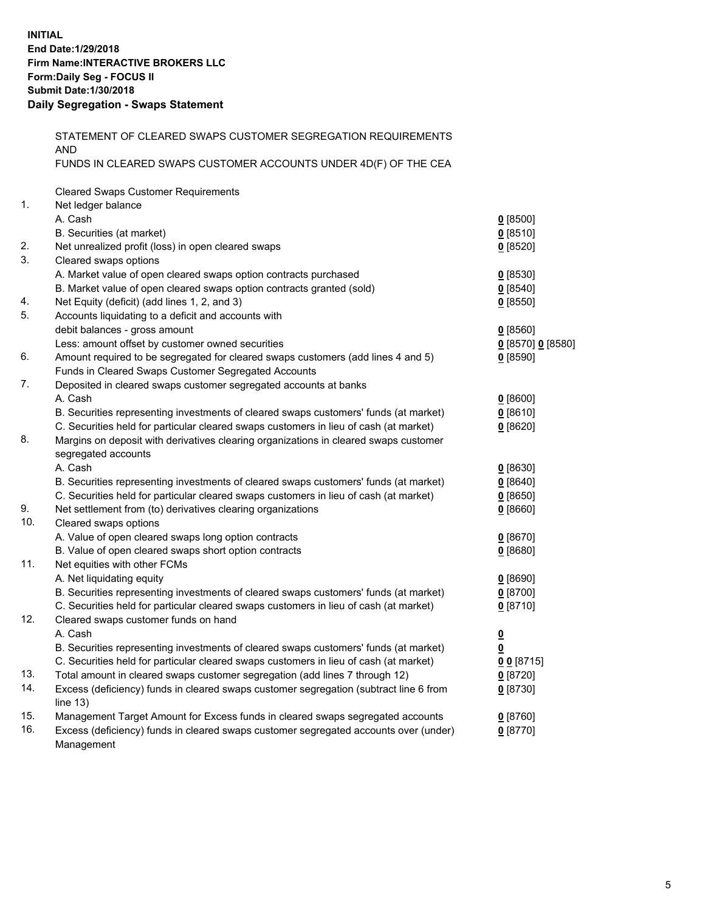**INITIAL**
**End Date:1/29/2018**
**Firm Name:INTERACTIVE BROKERS LLC**
**Form:Daily Seg - FOCUS II**
**Submit Date:1/30/2018**
**Daily Segregation - Swaps Statement**

STATEMENT OF CLEARED SWAPS CUSTOMER SEGREGATION REQUIREMENTS
AND
FUNDS IN CLEARED SWAPS CUSTOMER ACCOUNTS UNDER 4D(F) OF THE CEA

| | | |
|---|---|---|
| | Cleared Swaps Customer Requirements | |
| 1. | Net ledger balance | |
| | A. Cash | 0 [8500] |
| | B. Securities (at market) | 0 [8510] |
| 2. | Net unrealized profit (loss) in open cleared swaps | 0 [8520] |
| 3. | Cleared swaps options | |
| | A. Market value of open cleared swaps option contracts purchased | 0 [8530] |
| | B. Market value of open cleared swaps option contracts granted (sold) | 0 [8540] |
| 4. | Net Equity (deficit) (add lines 1, 2, and 3) | 0 [8550] |
| 5. | Accounts liquidating to a deficit and accounts with | |
| | debit balances - gross amount | 0 [8560] |
| | Less: amount offset by customer owned securities | 0 [8570] 0 [8580] |
| 6. | Amount required to be segregated for cleared swaps customers (add lines 4 and 5) | 0 [8590] |
| | Funds in Cleared Swaps Customer Segregated Accounts | |
| 7. | Deposited in cleared swaps customer segregated accounts at banks | |
| | A. Cash | 0 [8600] |
| | B. Securities representing investments of cleared swaps customers' funds (at market) | 0 [8610] |
| | C. Securities held for particular cleared swaps customers in lieu of cash (at market) | 0 [8620] |
| 8. | Margins on deposit with derivatives clearing organizations in cleared swaps customer segregated accounts | |
| | A. Cash | 0 [8630] |
| | B. Securities representing investments of cleared swaps customers' funds (at market) | 0 [8640] |
| | C. Securities held for particular cleared swaps customers in lieu of cash (at market) | 0 [8650] |
| 9. | Net settlement from (to) derivatives clearing organizations | 0 [8660] |
| 10. | Cleared swaps options | |
| | A. Value of open cleared swaps long option contracts | 0 [8670] |
| | B. Value of open cleared swaps short option contracts | 0 [8680] |
| 11. | Net equities with other FCMs | |
| | A. Net liquidating equity | 0 [8690] |
| | B. Securities representing investments of cleared swaps customers' funds (at market) | 0 [8700] |
| | C. Securities held for particular cleared swaps customers in lieu of cash (at market) | 0 [8710] |
| 12. | Cleared swaps customer funds on hand | |
| | A. Cash | 0 |
| | B. Securities representing investments of cleared swaps customers' funds (at market) | 0 |
| | C. Securities held for particular cleared swaps customers in lieu of cash (at market) | 0 0 [8715] |
| 13. | Total amount in cleared swaps customer segregation (add lines 7 through 12) | 0 [8720] |
| 14. | Excess (deficiency) funds in cleared swaps customer segregation (subtract line 6 from line 13) | 0 [8730] |
| 15. | Management Target Amount for Excess funds in cleared swaps segregated accounts | 0 [8760] |
| 16. | Excess (deficiency) funds in cleared swaps customer segregated accounts over (under) Management | 0 [8770] |